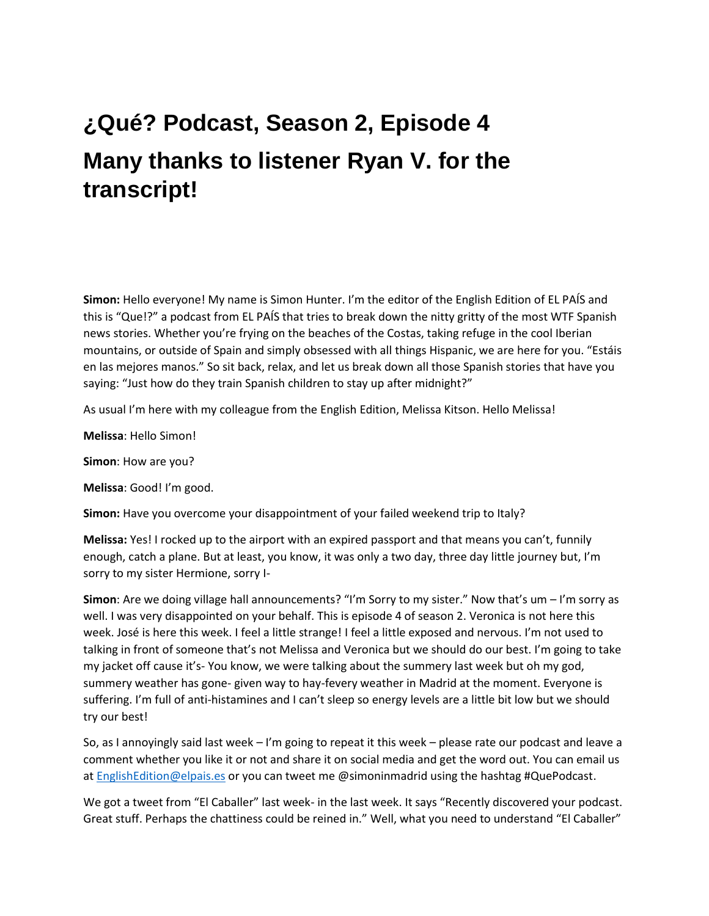# ¿Qué? Podcast, Season 2, Episode 4

# Many thanks to listener Ryan V. for the transcript!

**Simon:** Hello everyone! My name is Simon Hunter. I'm the editor of the English Edition of EL PAÍS and this is "Que!?" a podcast from EL PAÍS that tries to break down the nitty gritty of the most WTF Spanish news stories. Whether you're frying on the beaches of the Costas, taking refuge in the cool Iberian mountains, or outside of Spain and simply obsessed with all things Hispanic, we are here for you. "Estáis en las mejores manos." So sit back, relax, and let us break down all those Spanish stories that have you saying: "Just how do they train Spanish children to stay up after midnight?"

As usual I'm here with my colleague from the English Edition, Melissa Kitson. Hello Melissa!

**Melissa**: Hello Simon!

**Simon**: How are you?

**Melissa**: Good! I'm good.

**Simon:** Have you overcome your disappointment of your failed weekend trip to Italy?

**Melissa:** Yes! I rocked up to the airport with an expired passport and that means you can't, funnily enough, catch a plane. But at least, you know, it was only a two day, three day little journey but, I'm sorry to my sister Hermione, sorry I-

**Simon**: Are we doing village hall announcements? "I'm Sorry to my sister." Now that's um – I'm sorry as well. I was very disappointed on your behalf. This is episode 4 of season 2. Veronica is not here this week. José is here this week. I feel a little strange! I feel a little exposed and nervous. I'm not used to talking in front of someone that's not Melissa and Veronica but we should do our best. I'm going to take my jacket off cause it's- You know, we were talking about the summery last week but oh my god, summery weather has gone- given way to hay-fevery weather in Madrid at the moment. Everyone is suffering. I'm full of anti-histamines and I can't sleep so energy levels are a little bit low but we should try our best!

So, as I annoyingly said last week – I'm going to repeat it this week – please rate our podcast and leave a comment whether you like it or not and share it on social media and get the word out. You can email us at [EnglishEdition@elpais.es](mailto:EnglishEdition@elpais.es) or you can tweet me @simoninmadrid using the hashtag #QuePodcast.

We got a tweet from "El Caballer" last week- in the last week. It says "Recently discovered your podcast. Great stuff. Perhaps the chattiness could be reined in." Well, what you need to understand "El Caballer"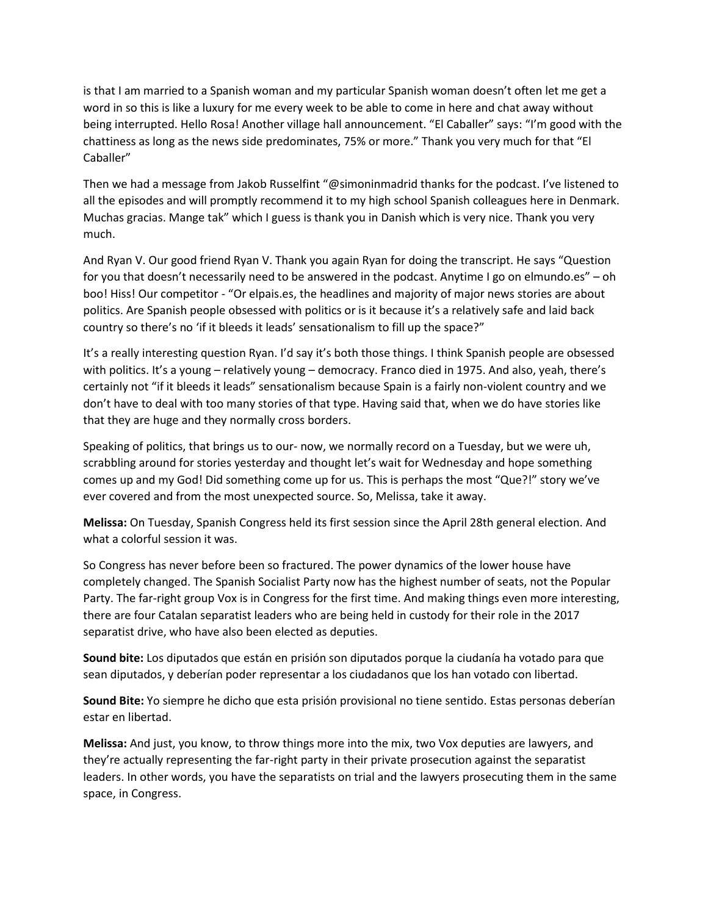is that I am married to a Spanish woman and my particular Spanish woman doesn't often let me get a word in so this is like a luxury for me every week to be able to come in here and chat away without being interrupted. Hello Rosa! Another village hall announcement. "El Caballer" says: "I'm good with the chattiness as long as the news side predominates, 75% or more." Thank you very much for that "El Caballer"

Then we had a message from Jakob Russelfint "@simoninmadrid thanks for the podcast. I've listened to all the episodes and will promptly recommend it to my high school Spanish colleagues here in Denmark. Muchas gracias. Mange tak" which I guess is thank you in Danish which is very nice. Thank you very much.

And Ryan V. Our good friend Ryan V. Thank you again Ryan for doing the transcript. He says "Question for you that doesn't necessarily need to be answered in the podcast. Anytime I go on elmundo.es" – oh boo! Hiss! Our competitor - "Or elpais.es, the headlines and majority of major news stories are about politics. Are Spanish people obsessed with politics or is it because it's a relatively safe and laid back country so there's no 'if it bleeds it leads' sensationalism to fill up the space?"

It's a really interesting question Ryan. I'd say it's both those things. I think Spanish people are obsessed with politics. It's a young – relatively young – democracy. Franco died in 1975. And also, yeah, there's certainly not "if it bleeds it leads" sensationalism because Spain is a fairly non-violent country and we don't have to deal with too many stories of that type. Having said that, when we do have stories like that they are huge and they normally cross borders.

Speaking of politics, that brings us to our- now, we normally record on a Tuesday, but we were uh, scrabbling around for stories yesterday and thought let's wait for Wednesday and hope something comes up and my God! Did something come up for us. This is perhaps the most "Que?!" story we've ever covered and from the most unexpected source. So, Melissa, take it away.

**Melissa:** On Tuesday, Spanish Congress held its first session since the April 28th general election. And what a colorful session it was.

So Congress has never before been so fractured. The power dynamics of the lower house have completely changed. The Spanish Socialist Party now has the highest number of seats, not the Popular Party. The far-right group Vox is in Congress for the first time. And making things even more interesting, there are four Catalan separatist leaders who are being held in custody for their role in the 2017 separatist drive, who have also been elected as deputies.

**Sound bite:** Los diputados que están en prisión son diputados porque la ciudanía ha votado para que sean diputados, y deberían poder representar a los ciudadanos que los han votado con libertad.

**Sound Bite:** Yo siempre he dicho que esta prisión provisional no tiene sentido. Estas personas deberían estar en libertad.

**Melissa:** And just, you know, to throw things more into the mix, two Vox deputies are lawyers, and they're actually representing the far-right party in their private prosecution against the separatist leaders. In other words, you have the separatists on trial and the lawyers prosecuting them in the same space, in Congress.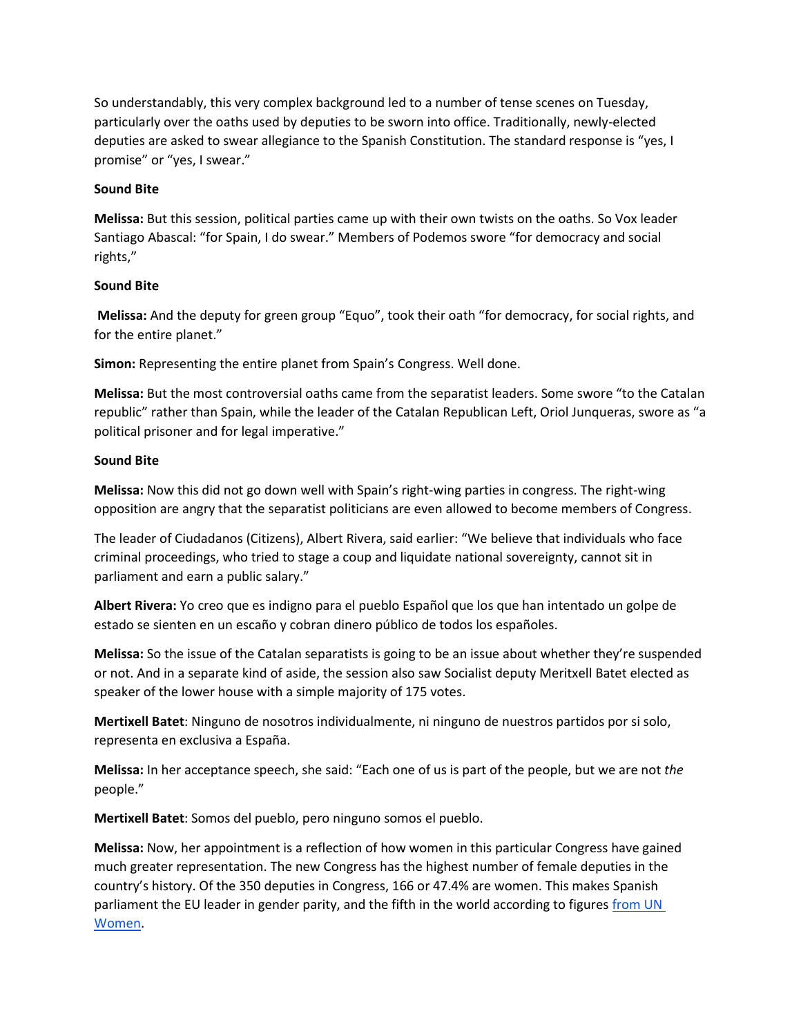So understandably, this very complex background led to a number of tense scenes on Tuesday, particularly over the oaths used by deputies to be sworn into office. Traditionally, newly-elected deputies are asked to swear allegiance to the Spanish Constitution. The standard response is "yes, I promise" or "yes, I swear."

**Sound Bite**

**Melissa:** But this session, political parties came up with their own twists on the oaths. So Vox leader Santiago Abascal: "for Spain, I do swear." Members of Podemos swore "for democracy and social rights,"

**Sound Bite**

**Melissa:** And the deputy for green group "Equo", took their oath "for democracy, for social rights, and for the entire planet."

**Simon:** Representing the entire planet from Spain's Congress. Well done.

**Melissa:** But the most controversial oaths came from the separatist leaders. Some swore "to the Catalan republic" rather than Spain, while the leader of the Catalan Republican Left, Oriol Junqueras, swore as "a political prisoner and for legal imperative."

**Sound Bite**

**Melissa:** Now this did not go down well with Spain's right-wing parties in congress. The right-wing opposition are angry that the separatist politicians are even allowed to become members of Congress.

The leader of Ciudadanos (Citizens), Albert Rivera, said earlier: "We believe that individuals who face criminal proceedings, who tried to stage a coup and liquidate national sovereignty, cannot sit in parliament and earn a public salary."

**Albert Rivera:** Yo creo que es indigno para el pueblo Español que los que han intentado un golpe de estado se sienten en un escaño y cobran dinero público de todos los españoles.

**Melissa:** So the issue of the Catalan separatists is going to be an issue about whether they're suspended or not. And in a separate kind of aside, the session also saw Socialist deputy Meritxell Batet elected as speaker of the lower house with a simple majority of 175 votes.

**Mertixell Batet**: Ninguno de nosotros individualmente, ni ninguno de nuestros partidos por si solo, representa en exclusiva a España.

**Melissa:** In her acceptance speech, she said: "Each one of us is part of the people, but we are not *the* people."

**Mertixell Batet**: Somos del pueblo, pero ninguno somos el pueblo.

**Melissa:** Now, her appointment is a reflection of how women in this particular Congress have gained much greater representation. The new Congress has the highest number of female deputies in the country's history. Of the 350 deputies in Congress, 166 or 47.4% are women. This makes Spanish parliament the EU leader in gender parity, and the fifth in the world according to figures [from UN Women](#).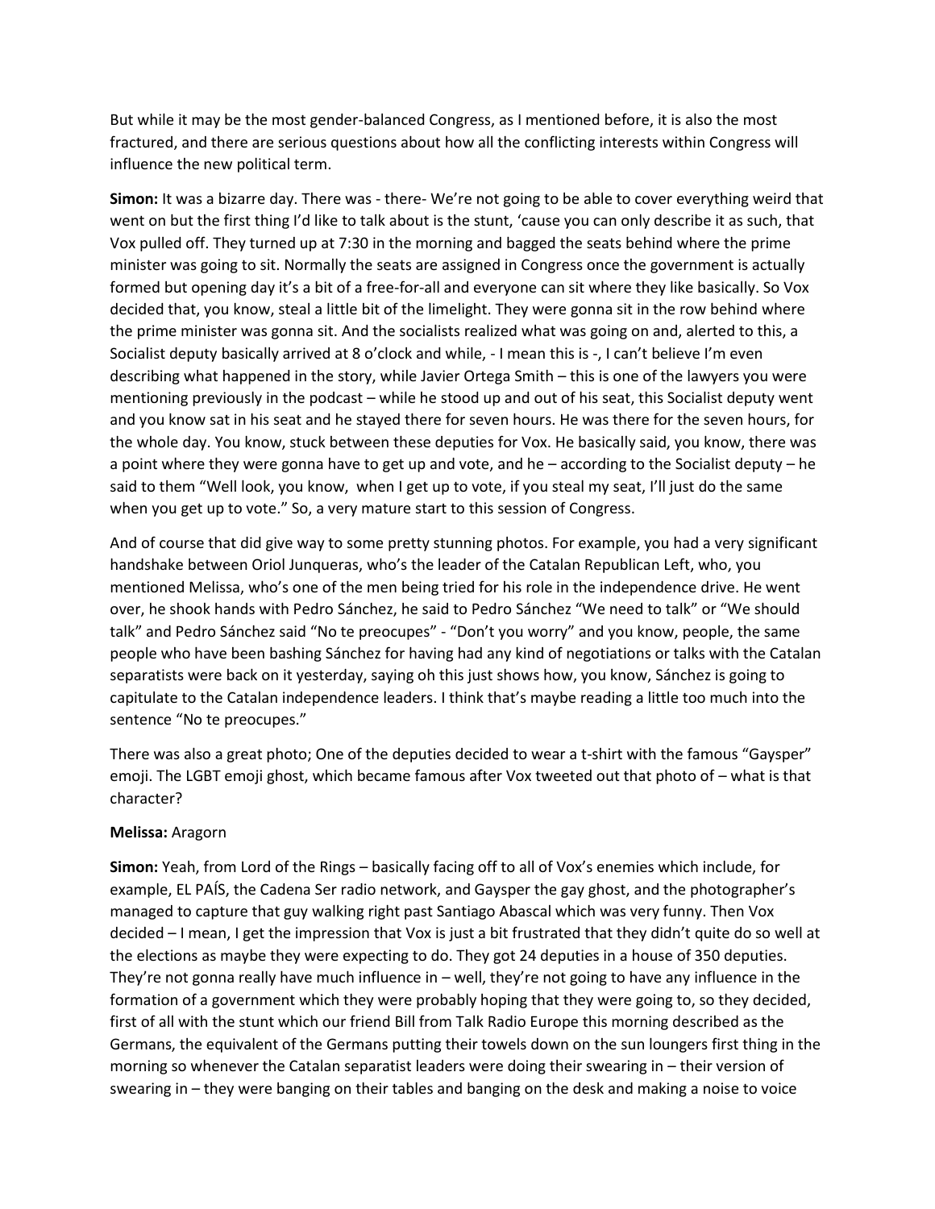But while it may be the most gender-balanced Congress, as I mentioned before, it is also the most fractured, and there are serious questions about how all the conflicting interests within Congress will influence the new political term.

**Simon:** It was a bizarre day. There was - there- We're not going to be able to cover everything weird that went on but the first thing I'd like to talk about is the stunt, 'cause you can only describe it as such, that Vox pulled off. They turned up at 7:30 in the morning and bagged the seats behind where the prime minister was going to sit. Normally the seats are assigned in Congress once the government is actually formed but opening day it's a bit of a free-for-all and everyone can sit where they like basically. So Vox decided that, you know, steal a little bit of the limelight. They were gonna sit in the row behind where the prime minister was gonna sit. And the socialists realized what was going on and, alerted to this, a Socialist deputy basically arrived at 8 o'clock and while, - I mean this is -, I can't believe I'm even describing what happened in the story, while Javier Ortega Smith – this is one of the lawyers you were mentioning previously in the podcast – while he stood up and out of his seat, this Socialist deputy went and you know sat in his seat and he stayed there for seven hours. He was there for the seven hours, for the whole day. You know, stuck between these deputies for Vox. He basically said, you know, there was a point where they were gonna have to get up and vote, and he – according to the Socialist deputy – he said to them "Well look, you know, when I get up to vote, if you steal my seat, I'll just do the same when you get up to vote." So, a very mature start to this session of Congress.

And of course that did give way to some pretty stunning photos. For example, you had a very significant handshake between Oriol Junqueras, who's the leader of the Catalan Republican Left, who, you mentioned Melissa, who's one of the men being tried for his role in the independence drive. He went over, he shook hands with Pedro Sánchez, he said to Pedro Sánchez "We need to talk" or "We should talk" and Pedro Sánchez said "No te preocupes" - "Don't you worry" and you know, people, the same people who have been bashing Sánchez for having had any kind of negotiations or talks with the Catalan separatists were back on it yesterday, saying oh this just shows how, you know, Sánchez is going to capitulate to the Catalan independence leaders. I think that's maybe reading a little too much into the sentence "No te preocupes."

There was also a great photo; One of the deputies decided to wear a t-shirt with the famous "Gaysper" emoji. The LGBT emoji ghost, which became famous after Vox tweeted out that photo of – what is that character?

**Melissa:** Aragorn

**Simon:** Yeah, from Lord of the Rings – basically facing off to all of Vox's enemies which include, for example, EL PAÍS, the Cadena Ser radio network, and Gaysper the gay ghost, and the photographer's managed to capture that guy walking right past Santiago Abascal which was very funny. Then Vox decided – I mean, I get the impression that Vox is just a bit frustrated that they didn't quite do so well at the elections as maybe they were expecting to do. They got 24 deputies in a house of 350 deputies. They're not gonna really have much influence in – well, they're not going to have any influence in the formation of a government which they were probably hoping that they were going to, so they decided, first of all with the stunt which our friend Bill from Talk Radio Europe this morning described as the Germans, the equivalent of the Germans putting their towels down on the sun loungers first thing in the morning so whenever the Catalan separatist leaders were doing their swearing in – their version of swearing in – they were banging on their tables and banging on the desk and making a noise to voice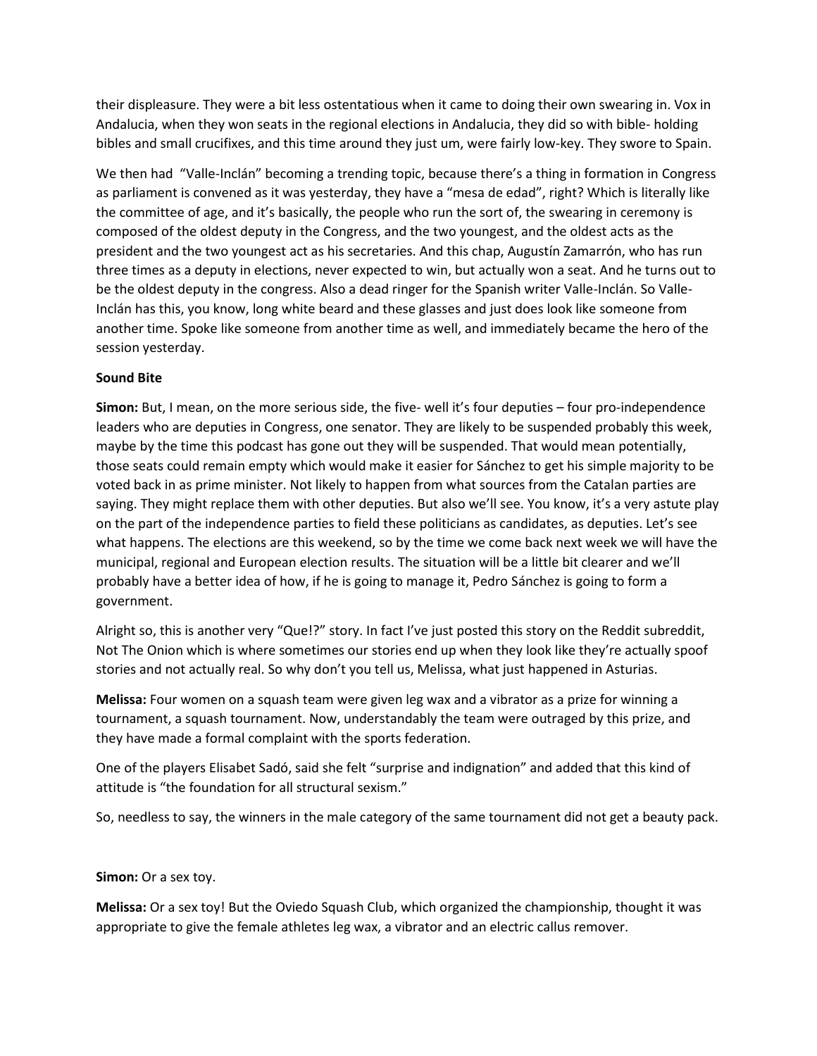their displeasure. They were a bit less ostentatious when it came to doing their own swearing in. Vox in Andalucia, when they won seats in the regional elections in Andalucia, they did so with bible- holding bibles and small crucifixes, and this time around they just um, were fairly low-key. They swore to Spain.

We then had "Valle-Inclán" becoming a trending topic, because there's a thing in formation in Congress as parliament is convened as it was yesterday, they have a "mesa de edad", right? Which is literally like the committee of age, and it's basically, the people who run the sort of, the swearing in ceremony is composed of the oldest deputy in the Congress, and the two youngest, and the oldest acts as the president and the two youngest act as his secretaries. And this chap, Augustín Zamarrón, who has run three times as a deputy in elections, never expected to win, but actually won a seat. And he turns out to be the oldest deputy in the congress. Also a dead ringer for the Spanish writer Valle-Inclán. So Valle-Inclán has this, you know, long white beard and these glasses and just does look like someone from another time. Spoke like someone from another time as well, and immediately became the hero of the session yesterday.

**Sound Bite**

**Simon:** But, I mean, on the more serious side, the five- well it's four deputies – four pro-independence leaders who are deputies in Congress, one senator. They are likely to be suspended probably this week, maybe by the time this podcast has gone out they will be suspended. That would mean potentially, those seats could remain empty which would make it easier for Sánchez to get his simple majority to be voted back in as prime minister. Not likely to happen from what sources from the Catalan parties are saying. They might replace them with other deputies. But also we'll see. You know, it's a very astute play on the part of the independence parties to field these politicians as candidates, as deputies. Let's see what happens. The elections are this weekend, so by the time we come back next week we will have the municipal, regional and European election results. The situation will be a little bit clearer and we'll probably have a better idea of how, if he is going to manage it, Pedro Sánchez is going to form a government.

Alright so, this is another very "Que!?" story. In fact I've just posted this story on the Reddit subreddit, Not The Onion which is where sometimes our stories end up when they look like they're actually spoof stories and not actually real. So why don't you tell us, Melissa, what just happened in Asturias.

**Melissa:** Four women on a squash team were given leg wax and a vibrator as a prize for winning a tournament, a squash tournament. Now, understandably the team were outraged by this prize, and they have made a formal complaint with the sports federation.

One of the players Elisabet Sadó, said she felt "surprise and indignation" and added that this kind of attitude is "the foundation for all structural sexism."

So, needless to say, the winners in the male category of the same tournament did not get a beauty pack.

**Simon:** Or a sex toy.

**Melissa:** Or a sex toy! But the Oviedo Squash Club, which organized the championship, thought it was appropriate to give the female athletes leg wax, a vibrator and an electric callus remover.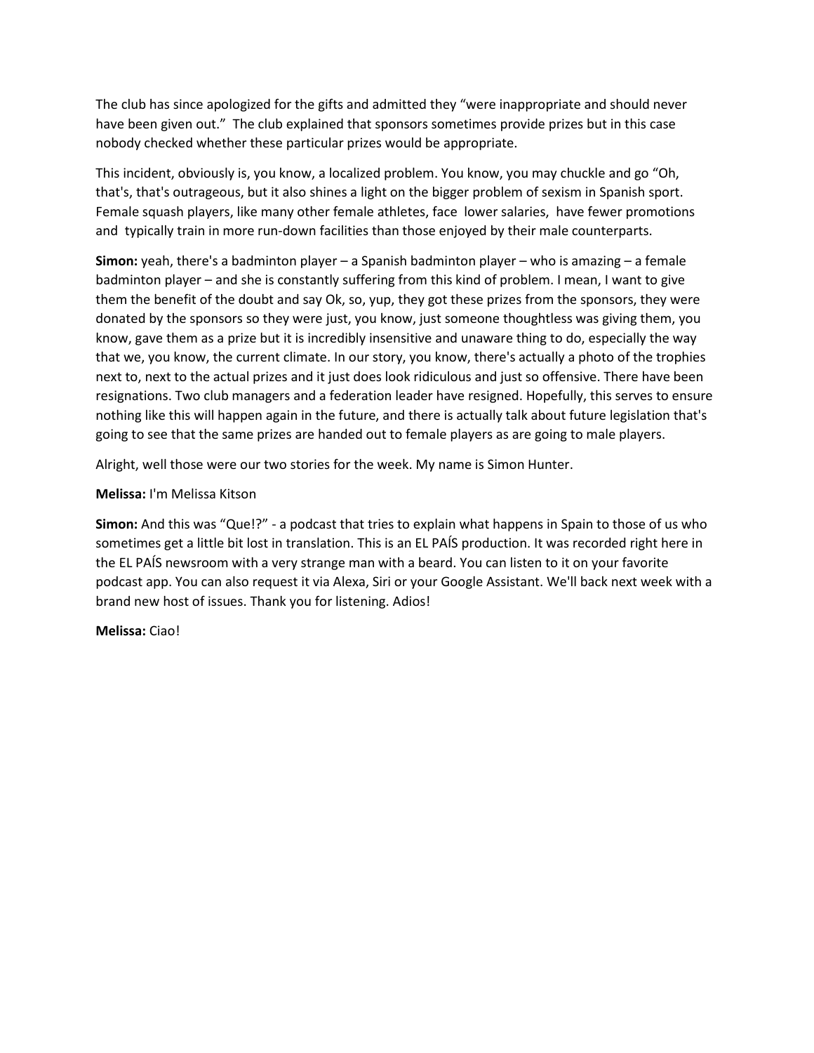The club has since apologized for the gifts and admitted they "were inappropriate and should never have been given out." The club explained that sponsors sometimes provide prizes but in this case nobody checked whether these particular prizes would be appropriate.

This incident, obviously is, you know, a localized problem. You know, you may chuckle and go "Oh, that's, that's outrageous, but it also shines a light on the bigger problem of sexism in Spanish sport. Female squash players, like many other female athletes, face lower salaries, have fewer promotions and typically train in more run-down facilities than those enjoyed by their male counterparts.

**Simon:** yeah, there's a badminton player – a Spanish badminton player – who is amazing – a female badminton player – and she is constantly suffering from this kind of problem. I mean, I want to give them the benefit of the doubt and say Ok, so, yup, they got these prizes from the sponsors, they were donated by the sponsors so they were just, you know, just someone thoughtless was giving them, you know, gave them as a prize but it is incredibly insensitive and unaware thing to do, especially the way that we, you know, the current climate. In our story, you know, there's actually a photo of the trophies next to, next to the actual prizes and it just does look ridiculous and just so offensive. There have been resignations. Two club managers and a federation leader have resigned. Hopefully, this serves to ensure nothing like this will happen again in the future, and there is actually talk about future legislation that's going to see that the same prizes are handed out to female players as are going to male players.

Alright, well those were our two stories for the week. My name is Simon Hunter.

**Melissa:** I'm Melissa Kitson

**Simon:** And this was "Que!?" - a podcast that tries to explain what happens in Spain to those of us who sometimes get a little bit lost in translation. This is an EL PAÍS production. It was recorded right here in the EL PAÍS newsroom with a very strange man with a beard. You can listen to it on your favorite podcast app. You can also request it via Alexa, Siri or your Google Assistant. We'll back next week with a brand new host of issues. Thank you for listening. Adios!

**Melissa:** Ciao!